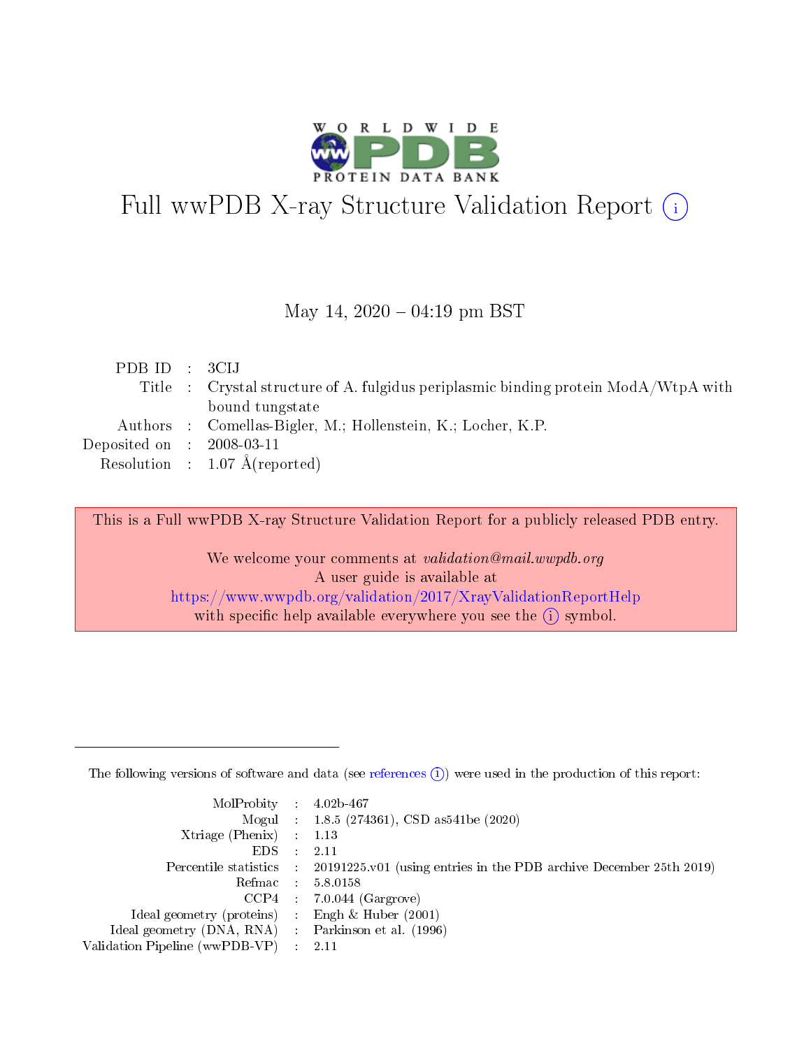# Full wwPDB X-ray Structure Validation Report

May 14, 2020 – 04:19 pm BST

| | | |
|---|---|---|
| PDB ID | : | 3CIJ |
| Title | : | Crystal structure of A. fulgidus periplasmic binding protein ModA/WtpA with bound tungstate |
| Authors | : | Comellas-Bigler, M.; Hollenstein, K.; Locher, K.P. |
| Deposited on | : | 2008-03-11 |
| Resolution | : | 1.07 Å(reported) |

This is a Full wwPDB X-ray Structure Validation Report for a publicly released PDB entry.

We welcome your comments at *validation@mail.wwpdb.org*
A user guide is available at
https://www.wwpdb.org/validation/2017/XrayValidationReportHelp
with specific help available everywhere you see the (i) symbol.

---

The following versions of software and data (see references (i)) were used in the production of this report:

| | | |
|---|---|---|
| MolProbity | : | 4.02b-467 |
| Mogul | : | 1.8.5 (274361), CSD as541be (2020) |
| Xtriage (Phenix) | : | 1.13 |
| EDS | : | 2.11 |
| Percentile statistics | : | 20191225.v01 (using entries in the PDB archive December 25th 2019) |
| Refmac | : | 5.8.0158 |
| CCP4 | : | 7.0.044 (Gargrove) |
| Ideal geometry (proteins) | : | Engh & Huber (2001) |
| Ideal geometry (DNA, RNA) | : | Parkinson et al. (1996) |
| Validation Pipeline (wwPDB-VP) | : | 2.11 |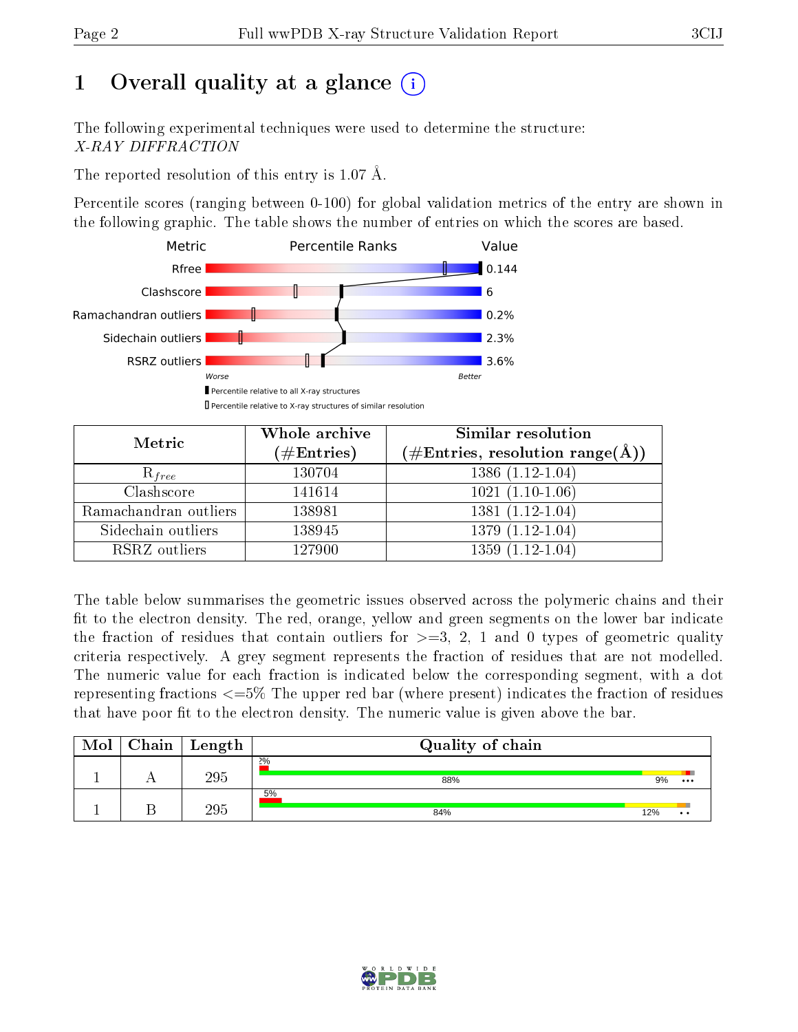# 1 Overall quality at a glance

The following experimental techniques were used to determine the structure:
*X-RAY DIFFRACTION*

The reported resolution of this entry is 1.07 Å.

Percentile scores (ranging between 0-100) for global validation metrics of the entry are shown in the following graphic. The table shows the number of entries on which the scores are based.

| Metric | Value |
|---|---|
| Rfree | 0.144 |
| Clashscore | 6 |
| Ramachandran outliers | 0.2% |
| Sidechain outliers | 2.3% |
| RSRZ outliers | 3.6% |

| Metric | Whole archive (#Entries) | Similar resolution (#Entries, resolution range(Å)) |
|---|---|---|
| $R_{free}$ | 130704 | 1386 (1.12-1.04) |
| Clashscore | 141614 | 1021 (1.10-1.06) |
| Ramachandran outliers | 138981 | 1381 (1.12-1.04) |
| Sidechain outliers | 138945 | 1379 (1.12-1.04) |
| RSRZ outliers | 127900 | 1359 (1.12-1.04) |

The table below summarises the geometric issues observed across the polymeric chains and their fit to the electron density. The red, orange, yellow and green segments on the lower bar indicate the fraction of residues that contain outliers for >=3, 2, 1 and 0 types of geometric quality criteria respectively. A grey segment represents the fraction of residues that are not modelled. The numeric value for each fraction is indicated below the corresponding segment, with a dot representing fractions <=5% The upper red bar (where present) indicates the fraction of residues that have poor fit to the electron density. The numeric value is given above the bar.

| Mol | Chain | Length | Quality of chain |
|---|---|---|---|
| 1 | A | 295 | 2%; 88%, 9%, ••• |
| 1 | B | 295 | 5%; 84%, 12%, •• |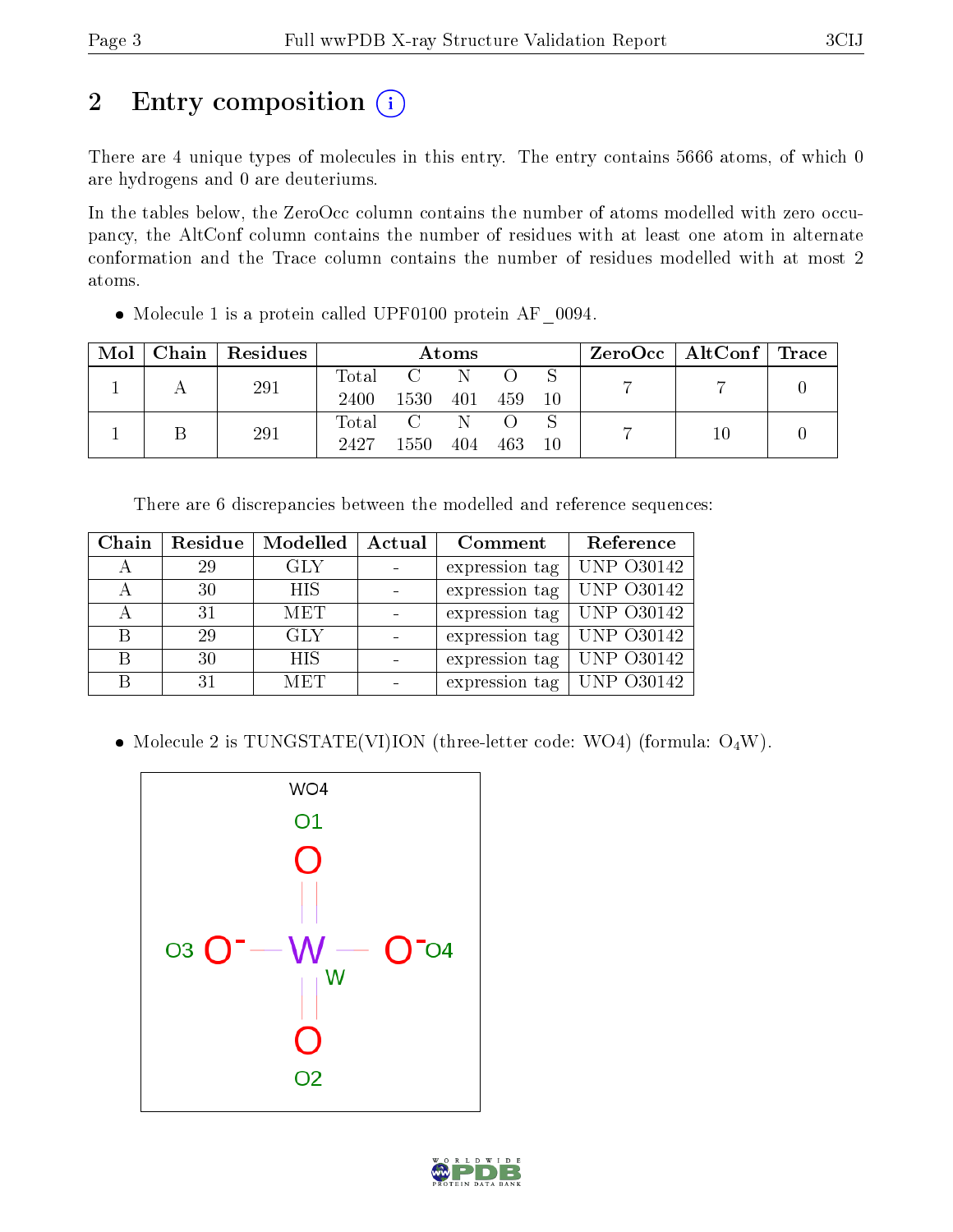# 2 Entry composition

There are 4 unique types of molecules in this entry. The entry contains 5666 atoms, of which 0 are hydrogens and 0 are deuteriums.

In the tables below, the ZeroOcc column contains the number of atoms modelled with zero occupancy, the AltConf column contains the number of residues with at least one atom in alternate conformation and the Trace column contains the number of residues modelled with at most 2 atoms.

- Molecule 1 is a protein called UPF0100 protein AF_0094.

| Mol | Chain | Residues | Atoms | | | | | ZeroOcc | AltConf | Trace |
|---|---|---|---|---|---|---|---|---|---|---|
| 1 | A | 291 | Total 2400 | C 1530 | N 401 | O 459 | S 10 | 7 | 7 | 0 |
| 1 | B | 291 | Total 2427 | C 1550 | N 404 | O 463 | S 10 | 7 | 10 | 0 |

There are 6 discrepancies between the modelled and reference sequences:

| Chain | Residue | Modelled | Actual | Comment | Reference |
|---|---|---|---|---|---|
| A | 29 | GLY | - | expression tag | UNP O30142 |
| A | 30 | HIS | - | expression tag | UNP O30142 |
| A | 31 | MET | - | expression tag | UNP O30142 |
| B | 29 | GLY | - | expression tag | UNP O30142 |
| B | 30 | HIS | - | expression tag | UNP O30142 |
| B | 31 | MET | - | expression tag | UNP O30142 |

- Molecule 2 is TUNGSTATE(VI)ION (three-letter code: WO4) (formula: $O_4W$).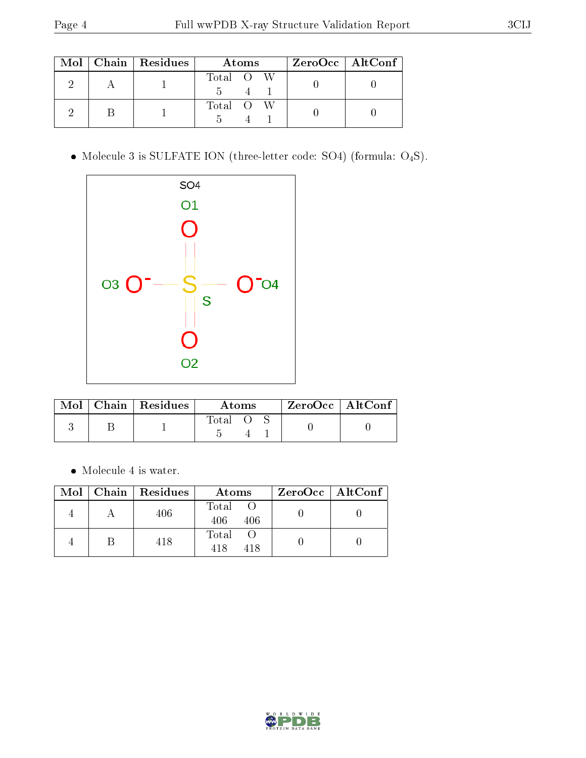| Mol | Chain | Residues | Atoms | | | ZeroOcc | AltConf |
|---|---|---|---|---|---|---|---|
| | | | Total | O | W | | |
| 2 | A | 1 | 5 | 4 | 1 | 0 | 0 |
| | | | Total | O | W | | |
| 2 | B | 1 | 5 | 4 | 1 | 0 | 0 |

- Molecule 3 is SULFATE ION (three-letter code: SO4) (formula: $O_4S$).

SO4

O1

O3 $O^-$ — S — $O^-$ O4

S

O2

| Mol | Chain | Residues | Atoms | | | ZeroOcc | AltConf |
|---|---|---|---|---|---|---|---|
| | | | Total | O | S | | |
| 3 | B | 1 | 5 | 4 | 1 | 0 | 0 |

- Molecule 4 is water.

| Mol | Chain | Residues | Atoms | | ZeroOcc | AltConf |
|---|---|---|---|---|---|---|
| | | | Total | O | | |
| 4 | A | 406 | 406 | 406 | 0 | 0 |
| | | | Total | O | | |
| 4 | B | 418 | 418 | 418 | 0 | 0 |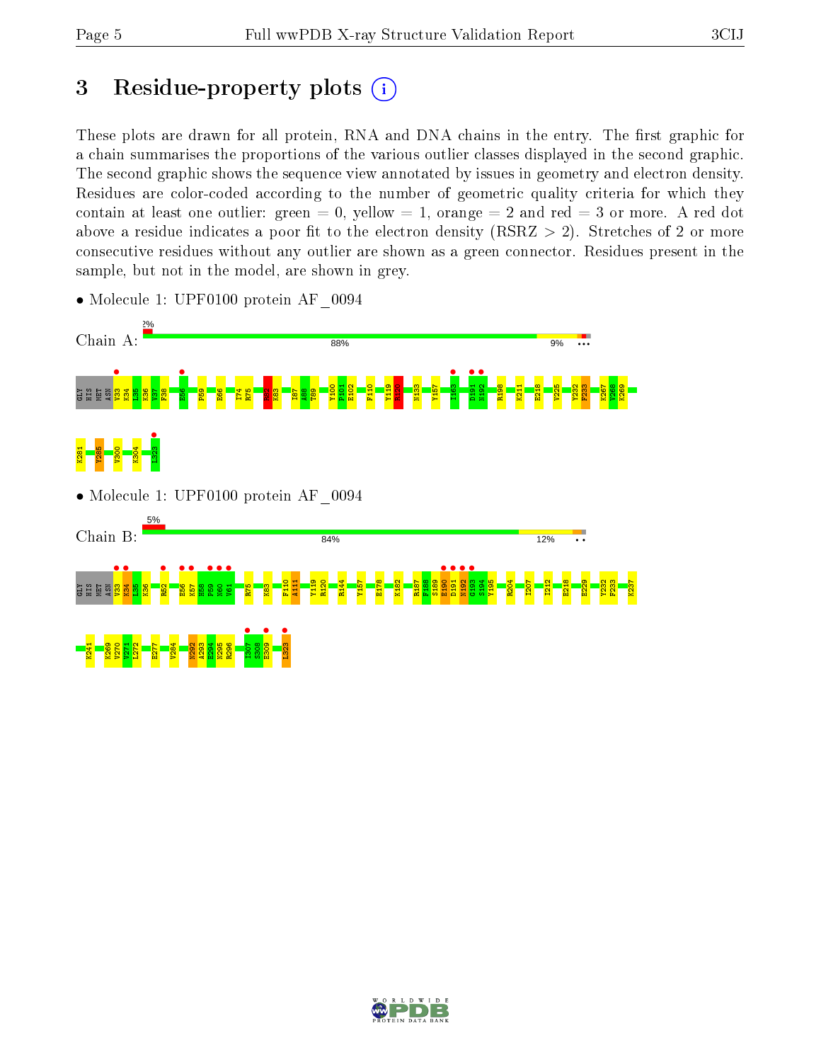# 3 Residue-property plots

These plots are drawn for all protein, RNA and DNA chains in the entry. The first graphic for a chain summarises the proportions of the various outlier classes displayed in the second graphic. The second graphic shows the sequence view annotated by issues in geometry and electron density. Residues are color-coded according to the number of geometric quality criteria for which they contain at least one outlier: green = 0, yellow = 1, orange = 2 and red = 3 or more. A red dot above a residue indicates a poor fit to the electron density (RSRZ > 2). Stretches of 2 or more consecutive residues without any outlier are shown as a green connector. Residues present in the sample, but not in the model, are shown in grey.

- Molecule 1: UPF0100 protein AF_0094

Chain A: 2% | 88% | 9%

GLY HIS MET ASN V33 K34 L35 K36 V37 F38 E56 F59 E66 I74 R75 K83 I87 A88 T89 Y100 P101 E102 F110 Y119 R120 N133 Y157 I163 D191 N192 R198 K211 E218 V225 V232 F233 K267 V268 K269 K281 Y285 V300 K304 L323

- Molecule 1: UPF0100 protein AF_0094

Chain B: 5% | 84% | 12%

GLY HIS MET ASN V33 K34 L35 K36 R52 E56 K57 H58 F59 N60 V61 R75 K83 F110 A111 Y119 R120 R144 Y157 E178 K182 R187 F188 S189 E190 D191 N192 G193 S194 Y195 R204 I207 I212 E218 E229 V232 F233 K237 K241 K269 V270 V271 L272 E277 V284 N292 A293 E294 N295 R296 I307 S308 E309 L323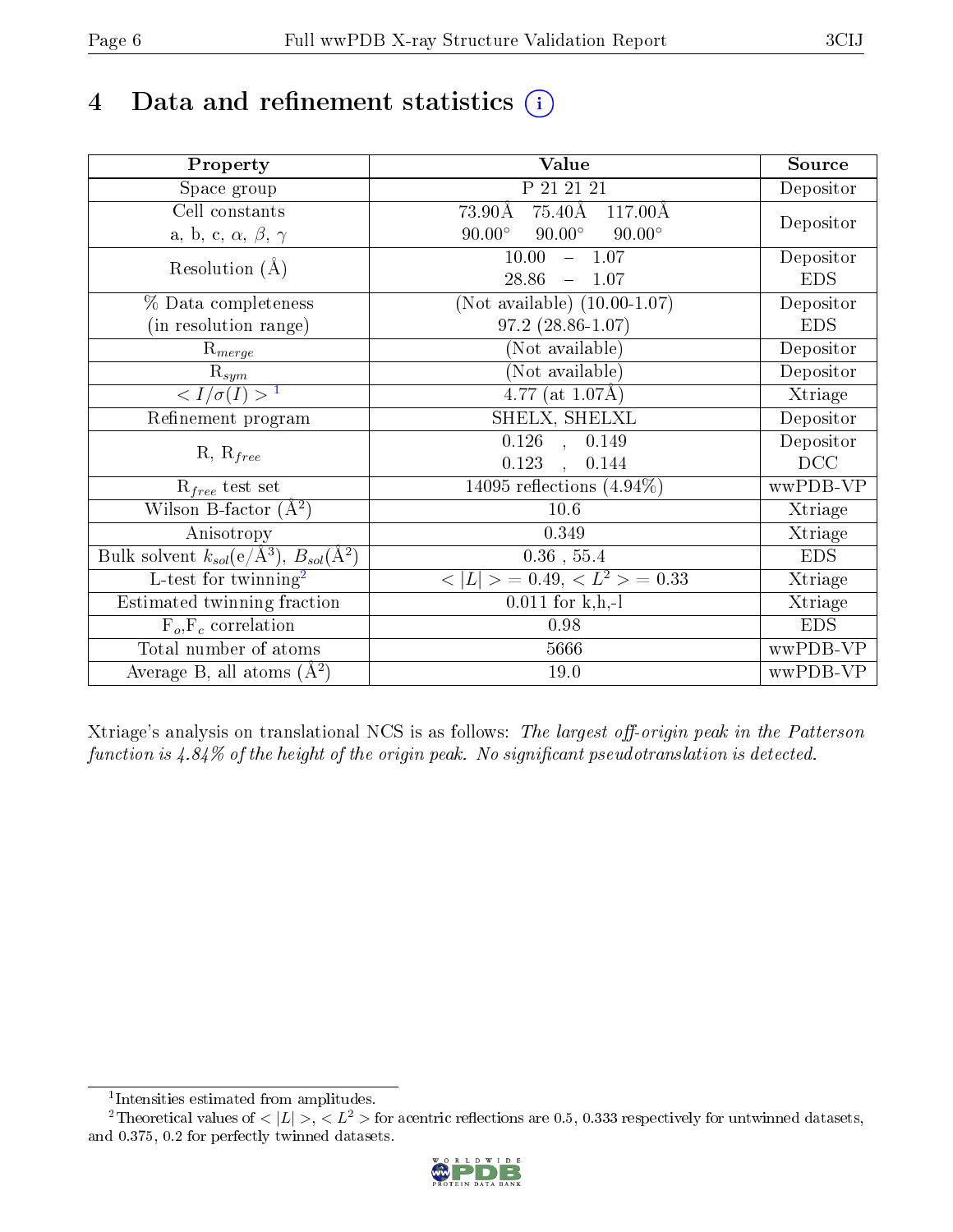# 4 Data and refinement statistics (i)

| Property | Value | Source |
|---|---|---|
| Space group | P 21 21 21 | Depositor |
| Cell constants<br>a, b, c, $\alpha$, $\beta$, $\gamma$ | 73.90Å 75.40Å 117.00Å<br>90.00° 90.00° 90.00° | Depositor |
| Resolution (Å) | 10.00 – 1.07<br>28.86 – 1.07 | Depositor<br>EDS |
| % Data completeness<br>(in resolution range) | (Not available) (10.00-1.07)<br>97.2 (28.86-1.07) | Depositor<br>EDS |
| $R_{merge}$ | (Not available) | Depositor |
| $R_{sym}$ | (Not available) | Depositor |
| $< I/\sigma(I) >$ [1] | 4.77 (at 1.07Å) | Xtriage |
| Refinement program | SHELX, SHELXL | Depositor |
| R, $R_{free}$ | 0.126 , 0.149<br>0.123 , 0.144 | Depositor<br>DCC |
| $R_{free}$ test set | 14095 reflections (4.94%) | wwPDB-VP |
| Wilson B-factor (Å$^2$) | 10.6 | Xtriage |
| Anisotropy | 0.349 | Xtriage |
| Bulk solvent $k_{sol}$(e/Å$^3$), $B_{sol}$(Å$^2$) | 0.36 , 55.4 | EDS |
| L-test for twinning[2] | $< \|L\| > = 0.49$, $< L^2 > = 0.33$ | Xtriage |
| Estimated twinning fraction | 0.011 for k,h,-l | Xtriage |
| $F_o$,$F_c$ correlation | 0.98 | EDS |
| Total number of atoms | 5666 | wwPDB-VP |
| Average B, all atoms (Å$^2$) | 19.0 | wwPDB-VP |

Xtriage's analysis on translational NCS is as follows: *The largest off-origin peak in the Patterson function is 4.84% of the height of the origin peak. No significant pseudotranslation is detected.*

[1] Intensities estimated from amplitudes.

[2] Theoretical values of $< |L| >$, $< L^2 >$ for acentric reflections are 0.5, 0.333 respectively for untwinned datasets, and 0.375, 0.2 for perfectly twinned datasets.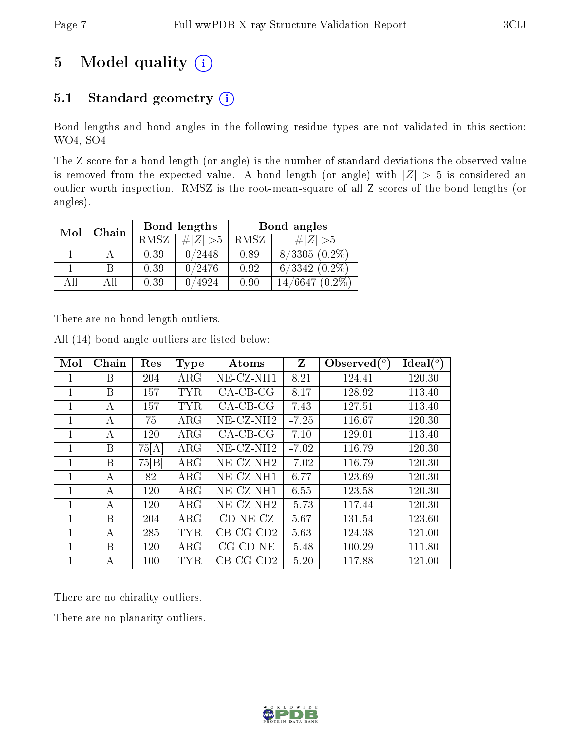# 5 Model quality

## 5.1 Standard geometry

Bond lengths and bond angles in the following residue types are not validated in this section: WO4, SO4

The Z score for a bond length (or angle) is the number of standard deviations the observed value is removed from the expected value. A bond length (or angle) with $|Z| > 5$ is considered an outlier worth inspection. RMSZ is the root-mean-square of all Z scores of the bond lengths (or angles).

| Mol | Chain | Bond lengths | | Bond angles | |
|---|---|---|---|---|---|
| | | RMSZ | $\#\|Z\| > 5$ | RMSZ | $\#\|Z\| > 5$ |
| 1 | A | 0.39 | 0/2448 | 0.89 | 8/3305 (0.2%) |
| 1 | B | 0.39 | 0/2476 | 0.92 | 6/3342 (0.2%) |
| All | All | 0.39 | 0/4924 | 0.90 | 14/6647 (0.2%) |

There are no bond length outliers.

All (14) bond angle outliers are listed below:

| Mol | Chain | Res | Type | Atoms | Z | Observed(°) | Ideal(°) |
|---|---|---|---|---|---|---|---|
| 1 | B | 204 | ARG | NE-CZ-NH1 | 8.21 | 124.41 | 120.30 |
| 1 | B | 157 | TYR | CA-CB-CG | 8.17 | 128.92 | 113.40 |
| 1 | A | 157 | TYR | CA-CB-CG | 7.43 | 127.51 | 113.40 |
| 1 | A | 75 | ARG | NE-CZ-NH2 | -7.25 | 116.67 | 120.30 |
| 1 | A | 120 | ARG | CA-CB-CG | 7.10 | 129.01 | 113.40 |
| 1 | B | 75[A] | ARG | NE-CZ-NH2 | -7.02 | 116.79 | 120.30 |
| 1 | B | 75[B] | ARG | NE-CZ-NH2 | -7.02 | 116.79 | 120.30 |
| 1 | A | 82 | ARG | NE-CZ-NH1 | 6.77 | 123.69 | 120.30 |
| 1 | A | 120 | ARG | NE-CZ-NH1 | 6.55 | 123.58 | 120.30 |
| 1 | A | 120 | ARG | NE-CZ-NH2 | -5.73 | 117.44 | 120.30 |
| 1 | B | 204 | ARG | CD-NE-CZ | 5.67 | 131.54 | 123.60 |
| 1 | A | 285 | TYR | CB-CG-CD2 | 5.63 | 124.38 | 121.00 |
| 1 | B | 120 | ARG | CG-CD-NE | -5.48 | 100.29 | 111.80 |
| 1 | A | 100 | TYR | CB-CG-CD2 | -5.20 | 117.88 | 121.00 |

There are no chirality outliers.

There are no planarity outliers.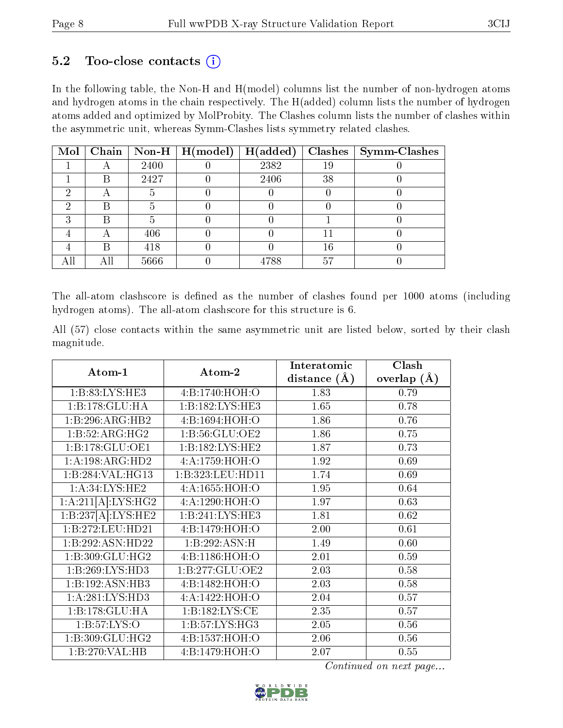## 5.2 Too-close contacts (i)

In the following table, the Non-H and H(model) columns list the number of non-hydrogen atoms and hydrogen atoms in the chain respectively. The H(added) column lists the number of hydrogen atoms added and optimized by MolProbity. The Clashes column lists the number of clashes within the asymmetric unit, whereas Symm-Clashes lists symmetry related clashes.

| Mol | Chain | Non-H | H(model) | H(added) | Clashes | Symm-Clashes |
|---|---|---|---|---|---|---|
| 1 | A | 2400 | 0 | 2382 | 19 | 0 |
| 1 | B | 2427 | 0 | 2406 | 38 | 0 |
| 2 | A | 5 | 0 | 0 | 0 | 0 |
| 2 | B | 5 | 0 | 0 | 0 | 0 |
| 3 | B | 5 | 0 | 0 | 1 | 0 |
| 4 | A | 406 | 0 | 0 | 11 | 0 |
| 4 | B | 418 | 0 | 0 | 16 | 0 |
| All | All | 5666 | 0 | 4788 | 57 | 0 |

The all-atom clashscore is defined as the number of clashes found per 1000 atoms (including hydrogen atoms). The all-atom clashscore for this structure is 6.

All (57) close contacts within the same asymmetric unit are listed below, sorted by their clash magnitude.

| Atom-1 | Atom-2 | Interatomic distance (Å) | Clash overlap (Å) |
|---|---|---|---|
| 1:B:83:LYS:HE3 | 4:B:1740:HOH:O | 1.83 | 0.79 |
| 1:B:178:GLU:HA | 1:B:182:LYS:HE3 | 1.65 | 0.78 |
| 1:B:296:ARG:HB2 | 4:B:1694:HOH:O | 1.86 | 0.76 |
| 1:B:52:ARG:HG2 | 1:B:56:GLU:OE2 | 1.86 | 0.75 |
| 1:B:178:GLU:OE1 | 1:B:182:LYS:HE2 | 1.87 | 0.73 |
| 1:A:198:ARG:HD2 | 4:A:1759:HOH:O | 1.92 | 0.69 |
| 1:B:284:VAL:HG13 | 1:B:323:LEU:HD11 | 1.74 | 0.69 |
| 1:A:34:LYS:HE2 | 4:A:1655:HOH:O | 1.95 | 0.64 |
| 1:A:211[A]:LYS:HG2 | 4:A:1290:HOH:O | 1.97 | 0.63 |
| 1:B:237[A]:LYS:HE2 | 1:B:241:LYS:HE3 | 1.81 | 0.62 |
| 1:B:272:LEU:HD21 | 4:B:1479:HOH:O | 2.00 | 0.61 |
| 1:B:292:ASN:HD22 | 1:B:292:ASN:H | 1.49 | 0.60 |
| 1:B:309:GLU:HG2 | 4:B:1186:HOH:O | 2.01 | 0.59 |
| 1:B:269:LYS:HD3 | 1:B:277:GLU:OE2 | 2.03 | 0.58 |
| 1:B:192:ASN:HB3 | 4:B:1482:HOH:O | 2.03 | 0.58 |
| 1:A:281:LYS:HD3 | 4:A:1422:HOH:O | 2.04 | 0.57 |
| 1:B:178:GLU:HA | 1:B:182:LYS:CE | 2.35 | 0.57 |
| 1:B:57:LYS:O | 1:B:57:LYS:HG3 | 2.05 | 0.56 |
| 1:B:309:GLU:HG2 | 4:B:1537:HOH:O | 2.06 | 0.56 |
| 1:B:270:VAL:HB | 4:B:1479:HOH:O | 2.07 | 0.55 |

*Continued on next page...*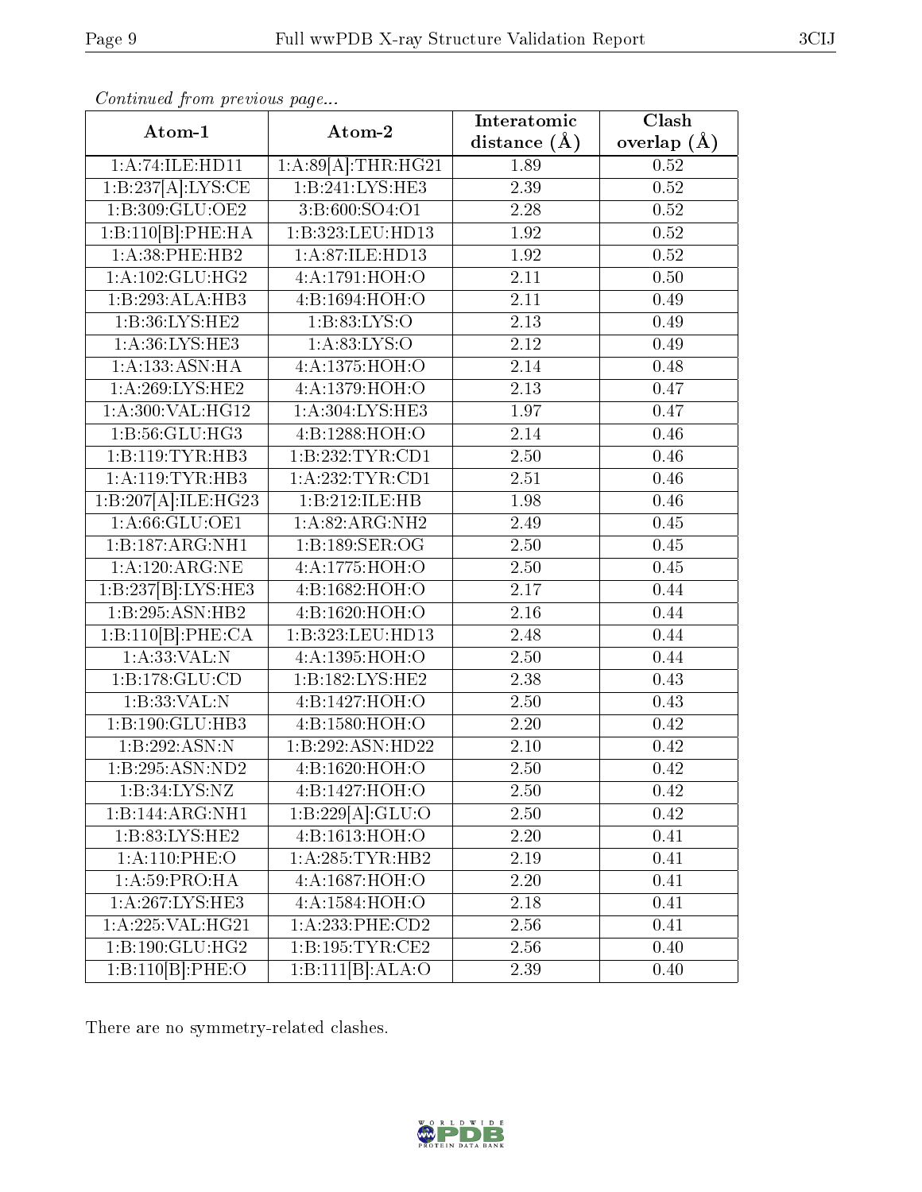*Continued from previous page...*

| Atom-1 | Atom-2 | Interatomic distance (Å) | Clash overlap (Å) |
| --- | --- | --- | --- |
| 1:A:74:ILE:HD11 | 1:A:89[A]:THR:HG21 | 1.89 | 0.52 |
| 1:B:237[A]:LYS:CE | 1:B:241:LYS:HE3 | 2.39 | 0.52 |
| 1:B:309:GLU:OE2 | 3:B:600:SO4:O1 | 2.28 | 0.52 |
| 1:B:110[B]:PHE:HA | 1:B:323:LEU:HD13 | 1.92 | 0.52 |
| 1:A:38:PHE:HB2 | 1:A:87:ILE:HD13 | 1.92 | 0.52 |
| 1:A:102:GLU:HG2 | 4:A:1791:HOH:O | 2.11 | 0.50 |
| 1:B:293:ALA:HB3 | 4:B:1694:HOH:O | 2.11 | 0.49 |
| 1:B:36:LYS:HE2 | 1:B:83:LYS:O | 2.13 | 0.49 |
| 1:A:36:LYS:HE3 | 1:A:83:LYS:O | 2.12 | 0.49 |
| 1:A:133:ASN:HA | 4:A:1375:HOH:O | 2.14 | 0.48 |
| 1:A:269:LYS:HE2 | 4:A:1379:HOH:O | 2.13 | 0.47 |
| 1:A:300:VAL:HG12 | 1:A:304:LYS:HE3 | 1.97 | 0.47 |
| 1:B:56:GLU:HG3 | 4:B:1288:HOH:O | 2.14 | 0.46 |
| 1:B:119:TYR:HB3 | 1:B:232:TYR:CD1 | 2.50 | 0.46 |
| 1:A:119:TYR:HB3 | 1:A:232:TYR:CD1 | 2.51 | 0.46 |
| 1:B:207[A]:ILE:HG23 | 1:B:212:ILE:HB | 1.98 | 0.46 |
| 1:A:66:GLU:OE1 | 1:A:82:ARG:NH2 | 2.49 | 0.45 |
| 1:B:187:ARG:NH1 | 1:B:189:SER:OG | 2.50 | 0.45 |
| 1:A:120:ARG:NE | 4:A:1775:HOH:O | 2.50 | 0.45 |
| 1:B:237[B]:LYS:HE3 | 4:B:1682:HOH:O | 2.17 | 0.44 |
| 1:B:295:ASN:HB2 | 4:B:1620:HOH:O | 2.16 | 0.44 |
| 1:B:110[B]:PHE:CA | 1:B:323:LEU:HD13 | 2.48 | 0.44 |
| 1:A:33:VAL:N | 4:A:1395:HOH:O | 2.50 | 0.44 |
| 1:B:178:GLU:CD | 1:B:182:LYS:HE2 | 2.38 | 0.43 |
| 1:B:33:VAL:N | 4:B:1427:HOH:O | 2.50 | 0.43 |
| 1:B:190:GLU:HB3 | 4:B:1580:HOH:O | 2.20 | 0.42 |
| 1:B:292:ASN:N | 1:B:292:ASN:HD22 | 2.10 | 0.42 |
| 1:B:295:ASN:ND2 | 4:B:1620:HOH:O | 2.50 | 0.42 |
| 1:B:34:LYS:NZ | 4:B:1427:HOH:O | 2.50 | 0.42 |
| 1:B:144:ARG:NH1 | 1:B:229[A]:GLU:O | 2.50 | 0.42 |
| 1:B:83:LYS:HE2 | 4:B:1613:HOH:O | 2.20 | 0.41 |
| 1:A:110:PHE:O | 1:A:285:TYR:HB2 | 2.19 | 0.41 |
| 1:A:59:PRO:HA | 4:A:1687:HOH:O | 2.20 | 0.41 |
| 1:A:267:LYS:HE3 | 4:A:1584:HOH:O | 2.18 | 0.41 |
| 1:A:225:VAL:HG21 | 1:A:233:PHE:CD2 | 2.56 | 0.41 |
| 1:B:190:GLU:HG2 | 1:B:195:TYR:CE2 | 2.56 | 0.40 |
| 1:B:110[B]:PHE:O | 1:B:111[B]:ALA:O | 2.39 | 0.40 |

There are no symmetry-related clashes.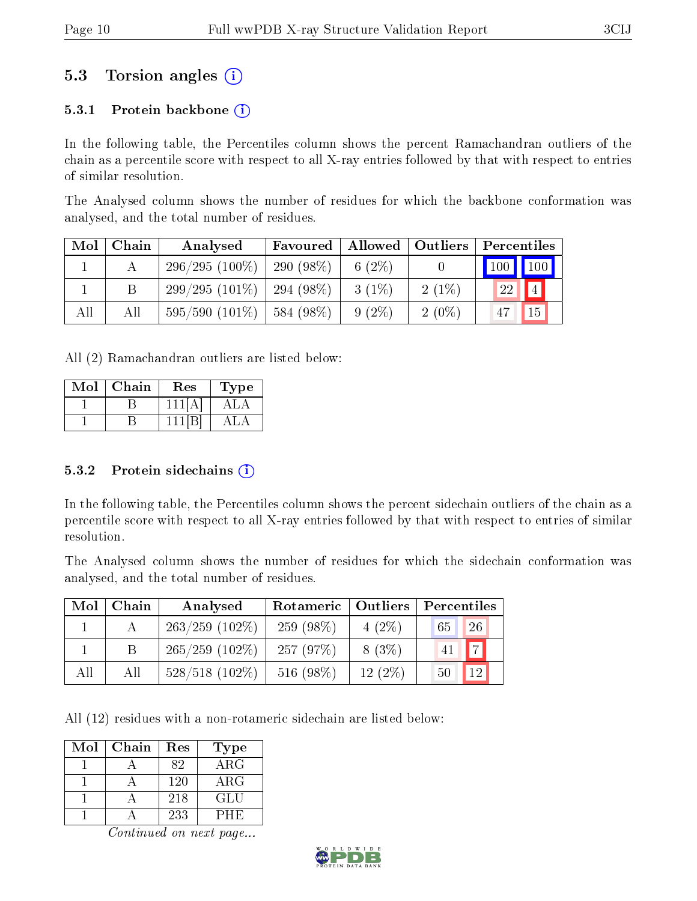## 5.3 Torsion angles (i)

### 5.3.1 Protein backbone (i)

In the following table, the Percentiles column shows the percent Ramachandran outliers of the chain as a percentile score with respect to all X-ray entries followed by that with respect to entries of similar resolution.

The Analysed column shows the number of residues for which the backbone conformation was analysed, and the total number of residues.

| Mol | Chain | Analysed | Favoured | Allowed | Outliers | Percentiles | |
|---|---|---|---|---|---|---|---|
| 1 | A | 296/295 (100%) | 290 (98%) | 6 (2%) | 0 | 100 | 100 |
| 1 | B | 299/295 (101%) | 294 (98%) | 3 (1%) | 2 (1%) | 22 | 4 |
| All | All | 595/590 (101%) | 584 (98%) | 9 (2%) | 2 (0%) | 47 | 15 |

All (2) Ramachandran outliers are listed below:

| Mol | Chain | Res | Type |
|---|---|---|---|
| 1 | B | 111[A] | ALA |
| 1 | B | 111[B] | ALA |

### 5.3.2 Protein sidechains (i)

In the following table, the Percentiles column shows the percent sidechain outliers of the chain as a percentile score with respect to all X-ray entries followed by that with respect to entries of similar resolution.

The Analysed column shows the number of residues for which the sidechain conformation was analysed, and the total number of residues.

| Mol | Chain | Analysed | Rotameric | Outliers | Percentiles | |
|---|---|---|---|---|---|---|
| 1 | A | 263/259 (102%) | 259 (98%) | 4 (2%) | 65 | 26 |
| 1 | B | 265/259 (102%) | 257 (97%) | 8 (3%) | 41 | 7 |
| All | All | 528/518 (102%) | 516 (98%) | 12 (2%) | 50 | 12 |

All (12) residues with a non-rotameric sidechain are listed below:

| Mol | Chain | Res | Type |
|---|---|---|---|
| 1 | A | 82 | ARG |
| 1 | A | 120 | ARG |
| 1 | A | 218 | GLU |
| 1 | A | 233 | PHE |

*Continued on next page...*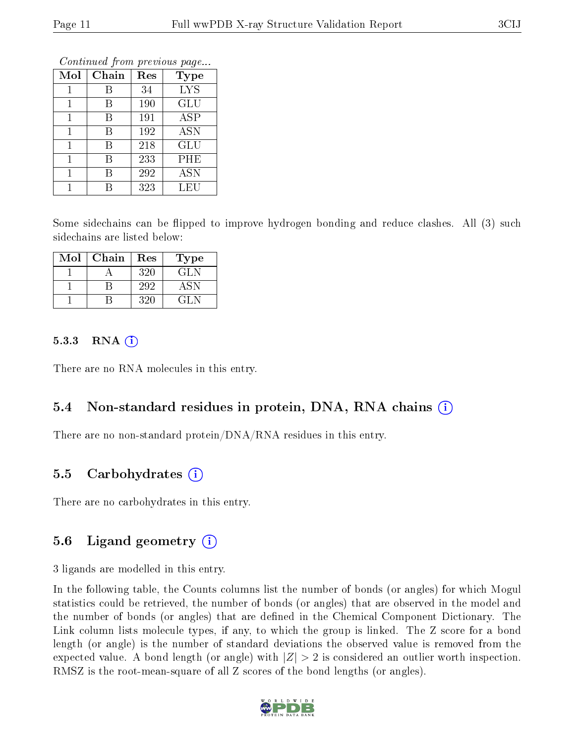*Continued from previous page...*

| Mol | Chain | Res | Type |
|---|---|---|---|
| 1 | B | 34 | LYS |
| 1 | B | 190 | GLU |
| 1 | B | 191 | ASP |
| 1 | B | 192 | ASN |
| 1 | B | 218 | GLU |
| 1 | B | 233 | PHE |
| 1 | B | 292 | ASN |
| 1 | B | 323 | LEU |

Some sidechains can be flipped to improve hydrogen bonding and reduce clashes. All (3) such sidechains are listed below:

| Mol | Chain | Res | Type |
|---|---|---|---|
| 1 | A | 320 | GLN |
| 1 | B | 292 | ASN |
| 1 | B | 320 | GLN |

#### 5.3.3 RNA (i)

There are no RNA molecules in this entry.

### 5.4 Non-standard residues in protein, DNA, RNA chains (i)

There are no non-standard protein/DNA/RNA residues in this entry.

### 5.5 Carbohydrates (i)

There are no carbohydrates in this entry.

### 5.6 Ligand geometry (i)

3 ligands are modelled in this entry.

In the following table, the Counts columns list the number of bonds (or angles) for which Mogul statistics could be retrieved, the number of bonds (or angles) that are observed in the model and the number of bonds (or angles) that are defined in the Chemical Component Dictionary. The Link column lists molecule types, if any, to which the group is linked. The Z score for a bond length (or angle) is the number of standard deviations the observed value is removed from the expected value. A bond length (or angle) with $|Z| > 2$ is considered an outlier worth inspection. RMSZ is the root-mean-square of all Z scores of the bond lengths (or angles).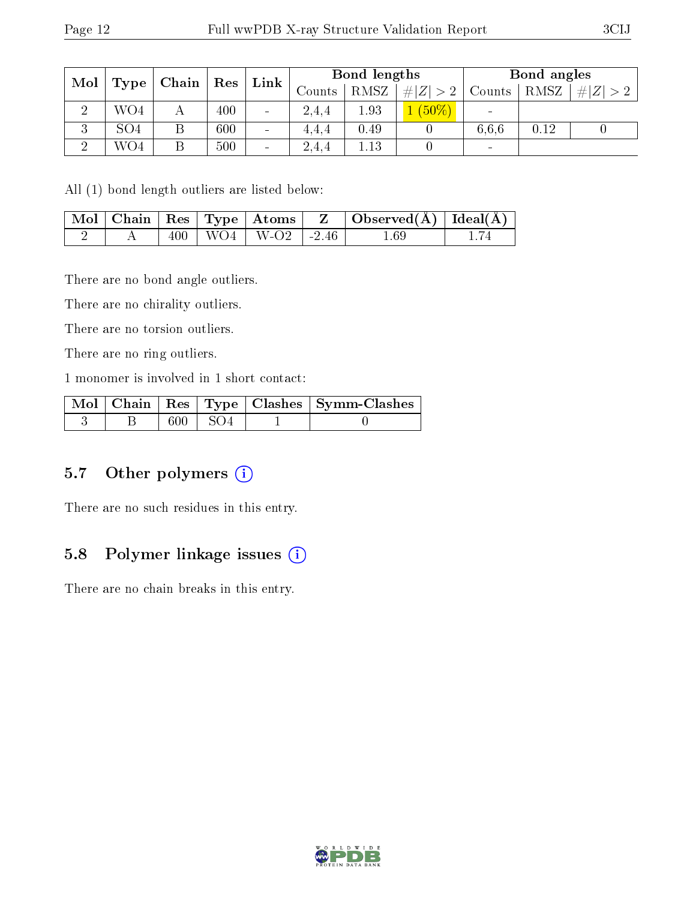| Mol | Type | Chain | Res | Link | Bond lengths | | | Bond angles | | |
|---|---|---|---|---|---|---|---|---|---|---|
| | | | | | Counts | RMSZ | #\|Z\| > 2 | Counts | RMSZ | #\|Z\| > 2 |
| 2 | WO4 | A | 400 | - | 2,4,4 | 1.93 | 1 (50%) | - | | |
| 3 | SO4 | B | 600 | - | 4,4,4 | 0.49 | 0 | 6,6,6 | 0.12 | 0 |
| 2 | WO4 | B | 500 | - | 2,4,4 | 1.13 | 0 | - | | |

All (1) bond length outliers are listed below:

| Mol | Chain | Res | Type | Atoms | Z | Observed(Å) | Ideal(Å) |
|---|---|---|---|---|---|---|---|
| 2 | A | 400 | WO4 | W-O2 | -2.46 | 1.69 | 1.74 |

There are no bond angle outliers.

There are no chirality outliers.

There are no torsion outliers.

There are no ring outliers.

1 monomer is involved in 1 short contact:

| Mol | Chain | Res | Type | Clashes | Symm-Clashes |
|---|---|---|---|---|---|
| 3 | B | 600 | SO4 | 1 | 0 |

## 5.7 Other polymers

There are no such residues in this entry.

## 5.8 Polymer linkage issues

There are no chain breaks in this entry.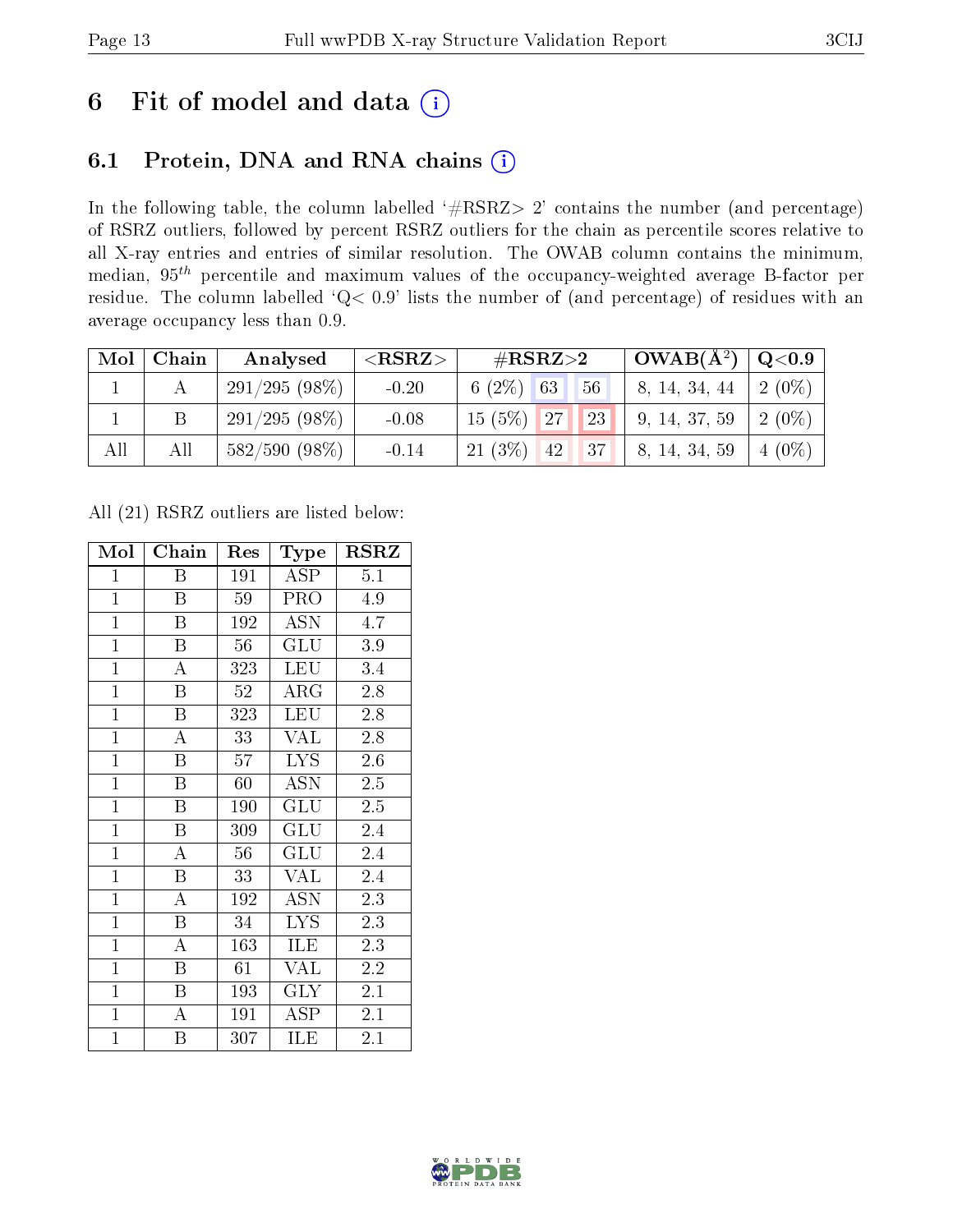# 6 Fit of model and data

## 6.1 Protein, DNA and RNA chains

In the following table, the column labelled '#RSRZ> 2' contains the number (and percentage) of RSRZ outliers, followed by percent RSRZ outliers for the chain as percentile scores relative to all X-ray entries and entries of similar resolution. The OWAB column contains the minimum, median, $95^{th}$ percentile and maximum values of the occupancy-weighted average B-factor per residue. The column labelled 'Q< 0.9' lists the number of (and percentage) of residues with an average occupancy less than 0.9.

| Mol | Chain | Analysed | <RSRZ> | #RSRZ>2 | | | OWAB(Å$^2$) | Q<0.9 |
|---|---|---|---|---|---|---|---|---|
| 1 | A | 291/295 (98%) | -0.20 | 6 (2%) | 63 | 56 | 8, 14, 34, 44 | 2 (0%) |
| 1 | B | 291/295 (98%) | -0.08 | 15 (5%) | 27 | 23 | 9, 14, 37, 59 | 2 (0%) |
| All | All | 582/590 (98%) | -0.14 | 21 (3%) | 42 | 37 | 8, 14, 34, 59 | 4 (0%) |

All (21) RSRZ outliers are listed below:

| Mol | Chain | Res | Type | RSRZ |
|---|---|---|---|---|
| 1 | B | 191 | ASP | 5.1 |
| 1 | B | 59 | PRO | 4.9 |
| 1 | B | 192 | ASN | 4.7 |
| 1 | B | 56 | GLU | 3.9 |
| 1 | A | 323 | LEU | 3.4 |
| 1 | B | 52 | ARG | 2.8 |
| 1 | B | 323 | LEU | 2.8 |
| 1 | A | 33 | VAL | 2.8 |
| 1 | B | 57 | LYS | 2.6 |
| 1 | B | 60 | ASN | 2.5 |
| 1 | B | 190 | GLU | 2.5 |
| 1 | B | 309 | GLU | 2.4 |
| 1 | A | 56 | GLU | 2.4 |
| 1 | B | 33 | VAL | 2.4 |
| 1 | A | 192 | ASN | 2.3 |
| 1 | B | 34 | LYS | 2.3 |
| 1 | A | 163 | ILE | 2.3 |
| 1 | B | 61 | VAL | 2.2 |
| 1 | B | 193 | GLY | 2.1 |
| 1 | A | 191 | ASP | 2.1 |
| 1 | B | 307 | ILE | 2.1 |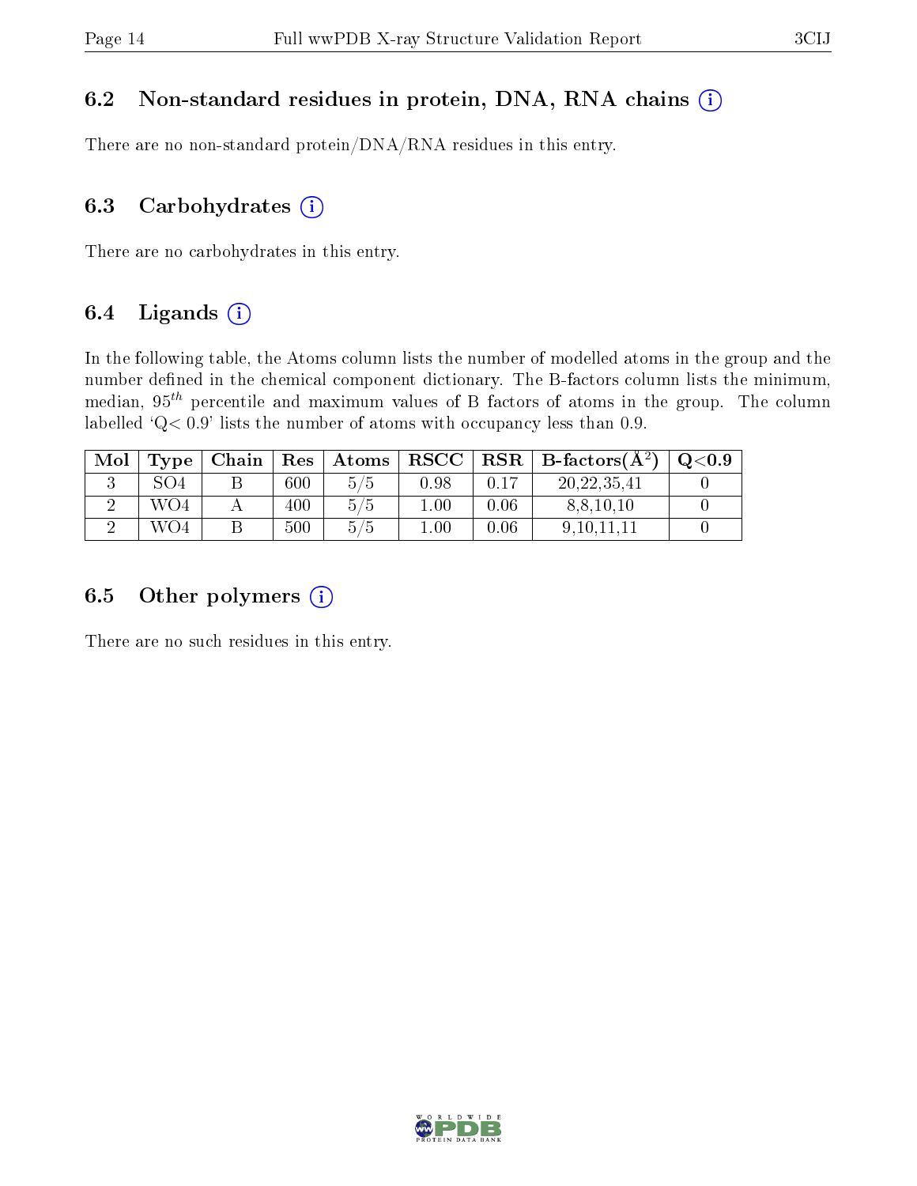### 6.2 Non-standard residues in protein, DNA, RNA chains (i)

There are no non-standard protein/DNA/RNA residues in this entry.

### 6.3 Carbohydrates (i)

There are no carbohydrates in this entry.

### 6.4 Ligands (i)

In the following table, the Atoms column lists the number of modelled atoms in the group and the number defined in the chemical component dictionary. The B-factors column lists the minimum, median, $95^{th}$ percentile and maximum values of B factors of atoms in the group. The column labelled 'Q< 0.9' lists the number of atoms with occupancy less than 0.9.

| Mol | Type | Chain | Res | Atoms | RSCC | RSR | B-factors(Å$^2$) | Q<0.9 |
|---|---|---|---|---|---|---|---|---|
| 3 | SO4 | B | 600 | 5/5 | 0.98 | 0.17 | 20,22,35,41 | 0 |
| 2 | WO4 | A | 400 | 5/5 | 1.00 | 0.06 | 8,8,10,10 | 0 |
| 2 | WO4 | B | 500 | 5/5 | 1.00 | 0.06 | 9,10,11,11 | 0 |

### 6.5 Other polymers (i)

There are no such residues in this entry.